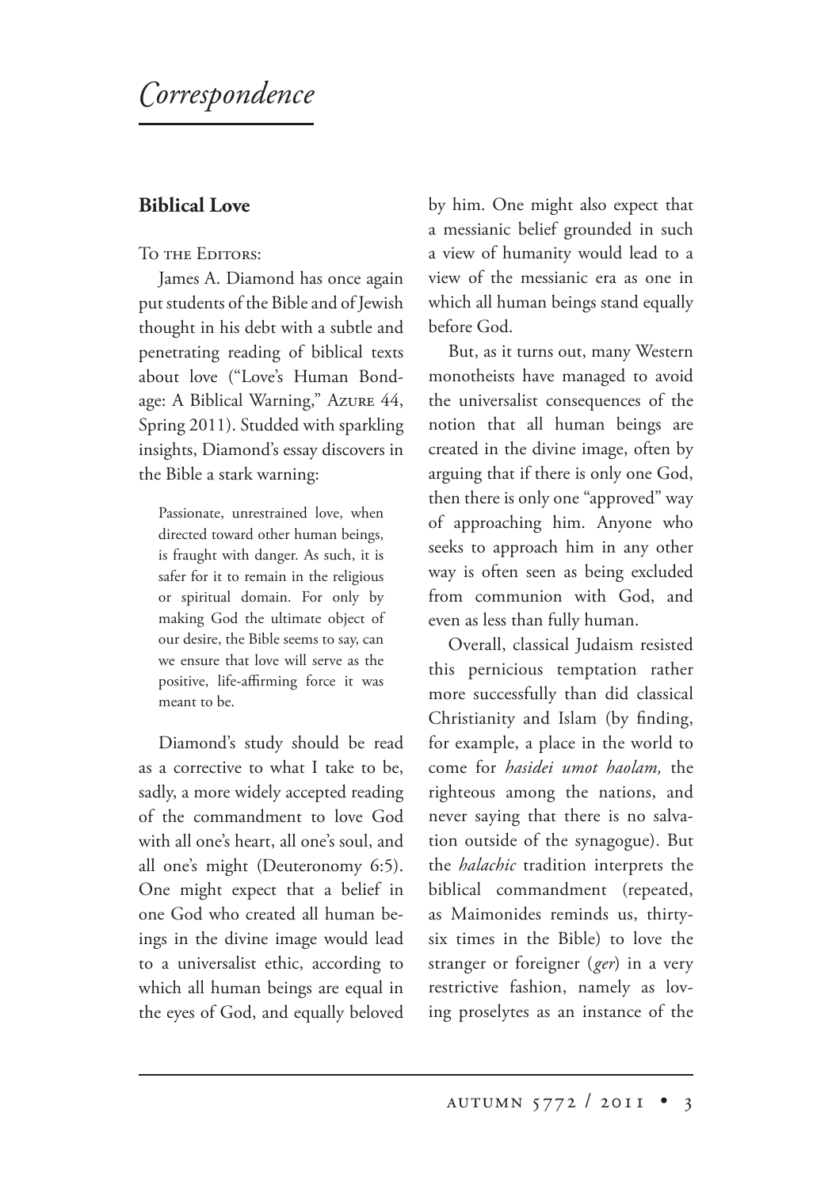# *Correspondence*

## Biblical Love

To the Editors:

James A. Diamond has once again put students of the Bible and of Jewish thought in his debt with a subtle and penetrating reading of biblical texts about love ("Love's Human Bondage: A Biblical Warning," Azure 44, Spring 2011). Studded with sparkling insights, Diamond's essay discovers in the Bible a stark warning:

> Passionate, unrestrained love, when directed toward other human beings, is fraught with danger. As such, it is safer for it to remain in the religious or spiritual domain. For only by making God the ultimate object of our desire, the Bible seems to say, can we ensure that love will serve as the positive, life-affirming force it was meant to be.

Diamond's study should be read as a corrective to what I take to be, sadly, a more widely accepted reading of the commandment to love God with all one's heart, all one's soul, and all one's might (Deuteronomy 6:5). One might expect that a belief in one God who created all human beings in the divine image would lead to a universalist ethic, according to which all human beings are equal in the eyes of God, and equally beloved by him. One might also expect that a messianic belief grounded in such a view of humanity would lead to a view of the messianic era as one in which all human beings stand equally before God.

But, as it turns out, many Western monotheists have managed to avoid the universalist consequences of the notion that all human beings are created in the divine image, often by arguing that if there is only one God, then there is only one "approved" way of approaching him. Anyone who seeks to approach him in any other way is often seen as being excluded from communion with God, and even as less than fully human.

Overall, classical Judaism resisted this pernicious temptation rather more successfully than did classical Christianity and Islam (by finding, for example, a place in the world to come for *hasidei umot haolam,* the righteous among the nations, and never saying that there is no salvation outside of the synagogue). But the *halachic* tradition interprets the biblical commandment (repeated, as Maimonides reminds us, thirty-six times in the Bible) to love the stranger or foreigner (*ger*) in a very restrictive fashion, namely as loving proselytes as an instance of the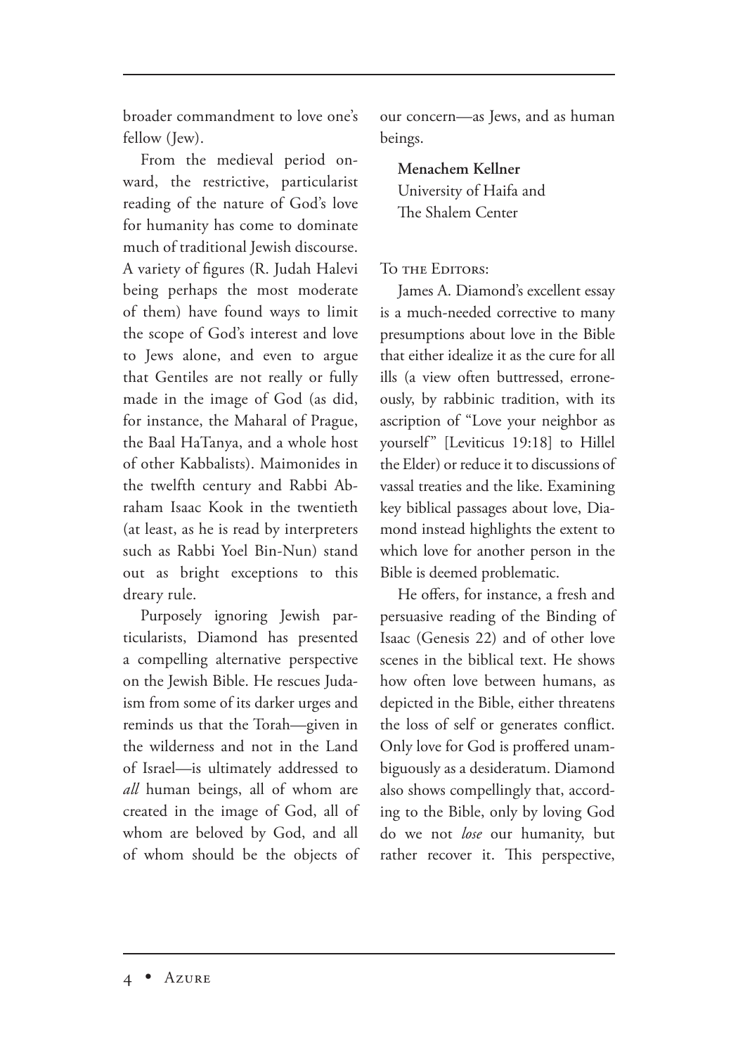broader commandment to love one's fellow (Jew).

From the medieval period onward, the restrictive, particularist reading of the nature of God's love for humanity has come to dominate much of traditional Jewish discourse. A variety of figures (R. Judah Halevi being perhaps the most moderate of them) have found ways to limit the scope of God's interest and love to Jews alone, and even to argue that Gentiles are not really or fully made in the image of God (as did, for instance, the Maharal of Prague, the Baal HaTanya, and a whole host of other Kabbalists). Maimonides in the twelfth century and Rabbi Abraham Isaac Kook in the twentieth (at least, as he is read by interpreters such as Rabbi Yoel Bin-Nun) stand out as bright exceptions to this dreary rule.

Purposely ignoring Jewish particularists, Diamond has presented a compelling alternative perspective on the Jewish Bible. He rescues Judaism from some of its darker urges and reminds us that the Torah—given in the wilderness and not in the Land of Israel—is ultimately addressed to *all* human beings, all of whom are created in the image of God, all of whom are beloved by God, and all of whom should be the objects of our concern—as Jews, and as human beings.

**Menachem Kellner**
University of Haifa and
The Shalem Center

To the Editors:

James A. Diamond's excellent essay is a much-needed corrective to many presumptions about love in the Bible that either idealize it as the cure for all ills (a view often buttressed, erroneously, by rabbinic tradition, with its ascription of "Love your neighbor as yourself" [Leviticus 19:18] to Hillel the Elder) or reduce it to discussions of vassal treaties and the like. Examining key biblical passages about love, Diamond instead highlights the extent to which love for another person in the Bible is deemed problematic.

He offers, for instance, a fresh and persuasive reading of the Binding of Isaac (Genesis 22) and of other love scenes in the biblical text. He shows how often love between humans, as depicted in the Bible, either threatens the loss of self or generates conflict. Only love for God is proffered unambiguously as a desideratum. Diamond also shows compellingly that, according to the Bible, only by loving God do we not *lose* our humanity, but rather recover it. This perspective,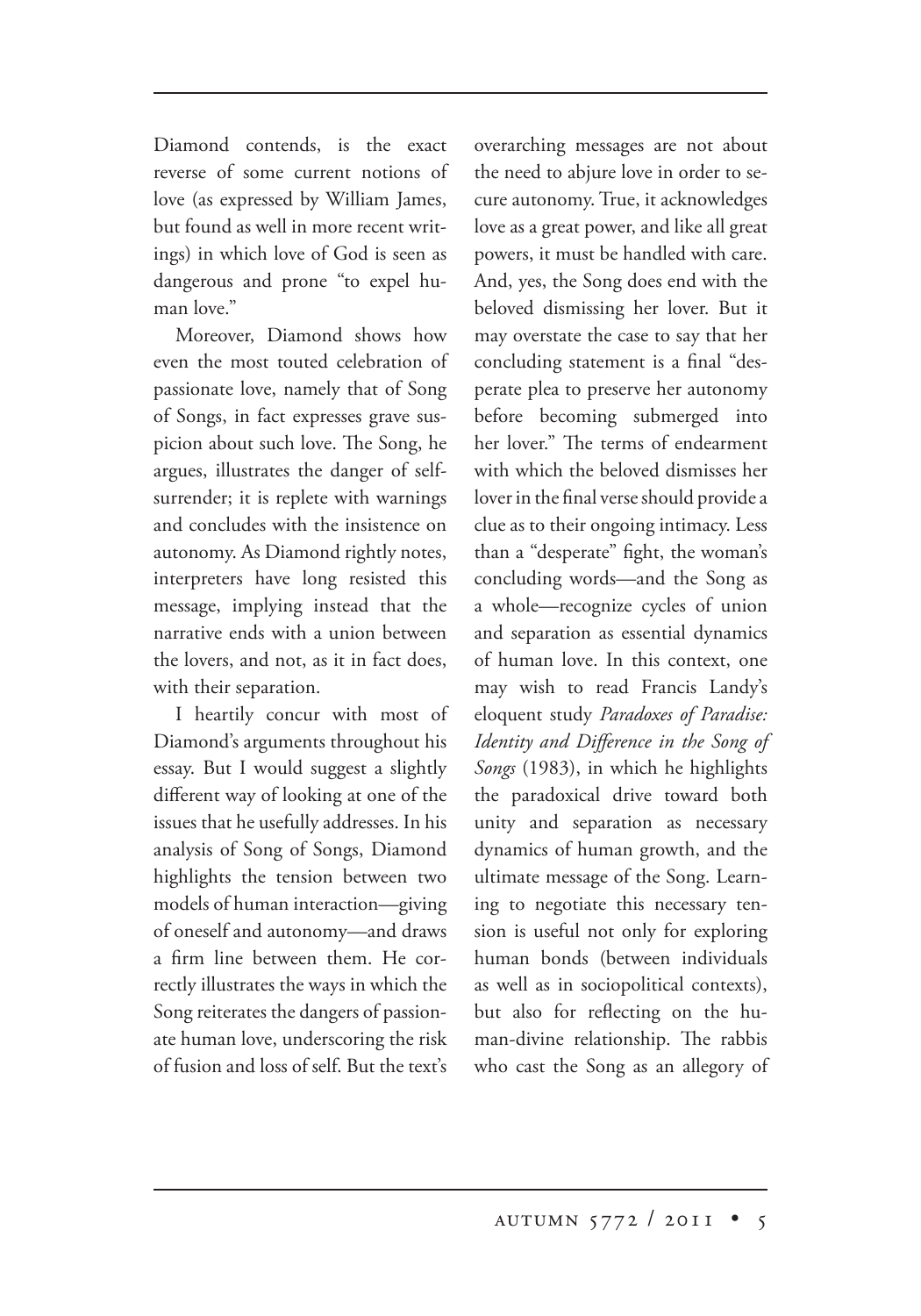Diamond contends, is the exact reverse of some current notions of love (as expressed by William James, but found as well in more recent writings) in which love of God is seen as dangerous and prone "to expel human love."

Moreover, Diamond shows how even the most touted celebration of passionate love, namely that of Song of Songs, in fact expresses grave suspicion about such love. The Song, he argues, illustrates the danger of self-surrender; it is replete with warnings and concludes with the insistence on autonomy. As Diamond rightly notes, interpreters have long resisted this message, implying instead that the narrative ends with a union between the lovers, and not, as it in fact does, with their separation.

I heartily concur with most of Diamond's arguments throughout his essay. But I would suggest a slightly different way of looking at one of the issues that he usefully addresses. In his analysis of Song of Songs, Diamond highlights the tension between two models of human interaction—giving of oneself and autonomy—and draws a firm line between them. He correctly illustrates the ways in which the Song reiterates the dangers of passionate human love, underscoring the risk of fusion and loss of self. But the text's overarching messages are not about the need to abjure love in order to secure autonomy. True, it acknowledges love as a great power, and like all great powers, it must be handled with care. And, yes, the Song does end with the beloved dismissing her lover. But it may overstate the case to say that her concluding statement is a final "desperate plea to preserve her autonomy before becoming submerged into her lover." The terms of endearment with which the beloved dismisses her lover in the final verse should provide a clue as to their ongoing intimacy. Less than a "desperate" fight, the woman's concluding words—and the Song as a whole—recognize cycles of union and separation as essential dynamics of human love. In this context, one may wish to read Francis Landy's eloquent study *Paradoxes of Paradise: Identity and Difference in the Song of Songs* (1983), in which he highlights the paradoxical drive toward both unity and separation as necessary dynamics of human growth, and the ultimate message of the Song. Learning to negotiate this necessary tension is useful not only for exploring human bonds (between individuals as well as in sociopolitical contexts), but also for reflecting on the human-divine relationship. The rabbis who cast the Song as an allegory of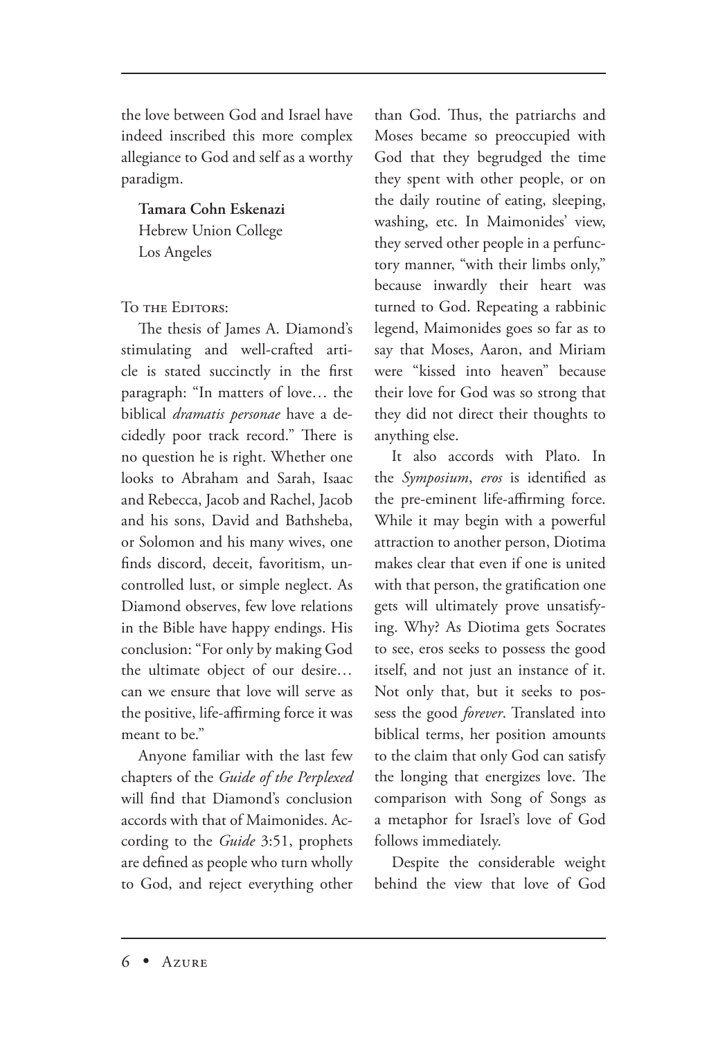the love between God and Israel have indeed inscribed this more complex allegiance to God and self as a worthy paradigm.

**Tamara Cohn Eskenazi**
Hebrew Union College
Los Angeles

To the Editors:

The thesis of James A. Diamond's stimulating and well-crafted article is stated succinctly in the first paragraph: "In matters of love… the biblical *dramatis personae* have a decidedly poor track record." There is no question he is right. Whether one looks to Abraham and Sarah, Isaac and Rebecca, Jacob and Rachel, Jacob and his sons, David and Bathsheba, or Solomon and his many wives, one finds discord, deceit, favoritism, uncontrolled lust, or simple neglect. As Diamond observes, few love relations in the Bible have happy endings. His conclusion: "For only by making God the ultimate object of our desire… can we ensure that love will serve as the positive, life-affirming force it was meant to be."

Anyone familiar with the last few chapters of the *Guide of the Perplexed* will find that Diamond's conclusion accords with that of Maimonides. According to the *Guide* 3:51, prophets are defined as people who turn wholly to God, and reject everything other than God. Thus, the patriarchs and Moses became so preoccupied with God that they begrudged the time they spent with other people, or on the daily routine of eating, sleeping, washing, etc. In Maimonides' view, they served other people in a perfunctory manner, "with their limbs only," because inwardly their heart was turned to God. Repeating a rabbinic legend, Maimonides goes so far as to say that Moses, Aaron, and Miriam were "kissed into heaven" because their love for God was so strong that they did not direct their thoughts to anything else.

It also accords with Plato. In the *Symposium*, *eros* is identified as the pre-eminent life-affirming force. While it may begin with a powerful attraction to another person, Diotima makes clear that even if one is united with that person, the gratification one gets will ultimately prove unsatisfying. Why? As Diotima gets Socrates to see, eros seeks to possess the good itself, and not just an instance of it. Not only that, but it seeks to possess the good *forever*. Translated into biblical terms, her position amounts to the claim that only God can satisfy the longing that energizes love. The comparison with Song of Songs as a metaphor for Israel's love of God follows immediately.

Despite the considerable weight behind the view that love of God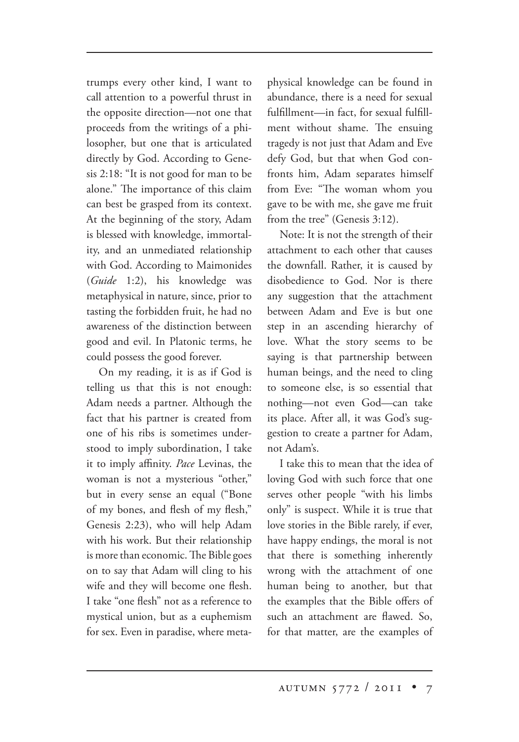trumps every other kind, I want to call attention to a powerful thrust in the opposite direction—not one that proceeds from the writings of a philosopher, but one that is articulated directly by God. According to Genesis 2:18: "It is not good for man to be alone." The importance of this claim can best be grasped from its context. At the beginning of the story, Adam is blessed with knowledge, immortality, and an unmediated relationship with God. According to Maimonides (*Guide* 1:2), his knowledge was metaphysical in nature, since, prior to tasting the forbidden fruit, he had no awareness of the distinction between good and evil. In Platonic terms, he could possess the good forever.

On my reading, it is as if God is telling us that this is not enough: Adam needs a partner. Although the fact that his partner is created from one of his ribs is sometimes understood to imply subordination, I take it to imply affinity. *Pace* Levinas, the woman is not a mysterious "other," but in every sense an equal ("Bone of my bones, and flesh of my flesh," Genesis 2:23), who will help Adam with his work. But their relationship is more than economic. The Bible goes on to say that Adam will cling to his wife and they will become one flesh. I take "one flesh" not as a reference to mystical union, but as a euphemism for sex. Even in paradise, where metaphysical knowledge can be found in abundance, there is a need for sexual fulfillment—in fact, for sexual fulfillment without shame. The ensuing tragedy is not just that Adam and Eve defy God, but that when God confronts him, Adam separates himself from Eve: "The woman whom you gave to be with me, she gave me fruit from the tree" (Genesis 3:12).

Note: It is not the strength of their attachment to each other that causes the downfall. Rather, it is caused by disobedience to God. Nor is there any suggestion that the attachment between Adam and Eve is but one step in an ascending hierarchy of love. What the story seems to be saying is that partnership between human beings, and the need to cling to someone else, is so essential that nothing—not even God—can take its place. After all, it was God's suggestion to create a partner for Adam, not Adam's.

I take this to mean that the idea of loving God with such force that one serves other people "with his limbs only" is suspect. While it is true that love stories in the Bible rarely, if ever, have happy endings, the moral is not that there is something inherently wrong with the attachment of one human being to another, but that the examples that the Bible offers of such an attachment are flawed. So, for that matter, are the examples of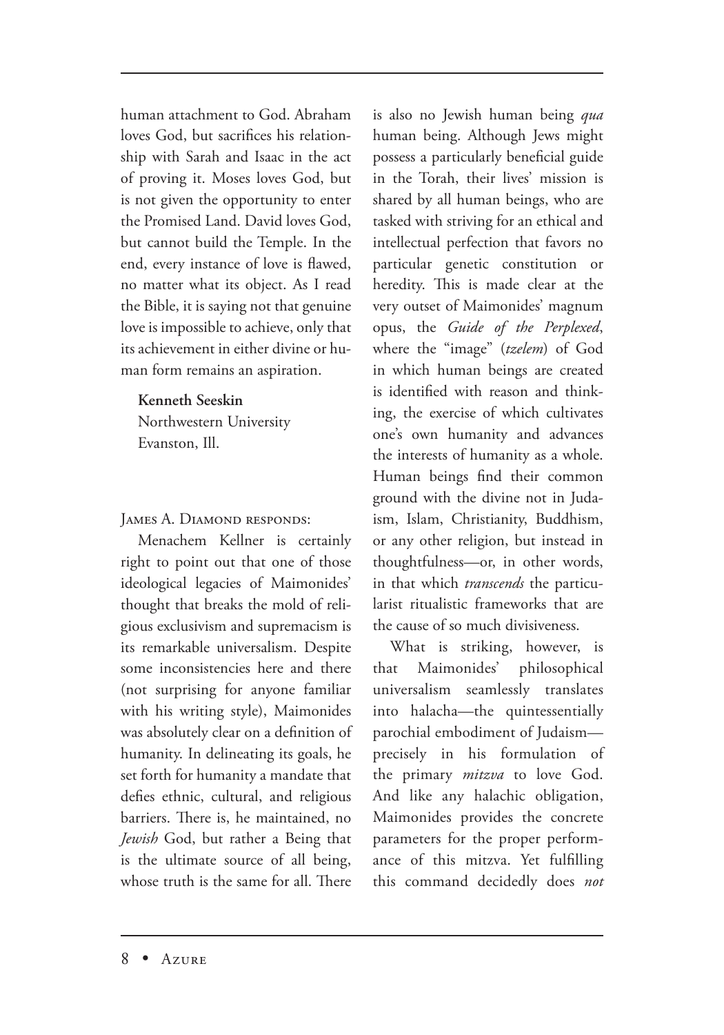human attachment to God. Abraham loves God, but sacrifices his relationship with Sarah and Isaac in the act of proving it. Moses loves God, but is not given the opportunity to enter the Promised Land. David loves God, but cannot build the Temple. In the end, every instance of love is flawed, no matter what its object. As I read the Bible, it is saying not that genuine love is impossible to achieve, only that its achievement in either divine or human form remains an aspiration.

**Kenneth Seeskin**
Northwestern University
Evanston, Ill.

James A. Diamond responds:

Menachem Kellner is certainly right to point out that one of those ideological legacies of Maimonides' thought that breaks the mold of religious exclusivism and supremacism is its remarkable universalism. Despite some inconsistencies here and there (not surprising for anyone familiar with his writing style), Maimonides was absolutely clear on a definition of humanity. In delineating its goals, he set forth for humanity a mandate that defies ethnic, cultural, and religious barriers. There is, he maintained, no *Jewish* God, but rather a Being that is the ultimate source of all being, whose truth is the same for all. There is also no Jewish human being *qua* human being. Although Jews might possess a particularly beneficial guide in the Torah, their lives' mission is shared by all human beings, who are tasked with striving for an ethical and intellectual perfection that favors no particular genetic constitution or heredity. This is made clear at the very outset of Maimonides' magnum opus, the *Guide of the Perplexed*, where the "image" (*tzelem*) of God in which human beings are created is identified with reason and thinking, the exercise of which cultivates one's own humanity and advances the interests of humanity as a whole. Human beings find their common ground with the divine not in Judaism, Islam, Christianity, Buddhism, or any other religion, but instead in thoughtfulness—or, in other words, in that which *transcends* the particularist ritualistic frameworks that are the cause of so much divisiveness.

What is striking, however, is that Maimonides' philosophical universalism seamlessly translates into halacha—the quintessentially parochial embodiment of Judaism—precisely in his formulation of the primary *mitzva* to love God. And like any halachic obligation, Maimonides provides the concrete parameters for the proper performance of this mitzva. Yet fulfilling this command decidedly does *not*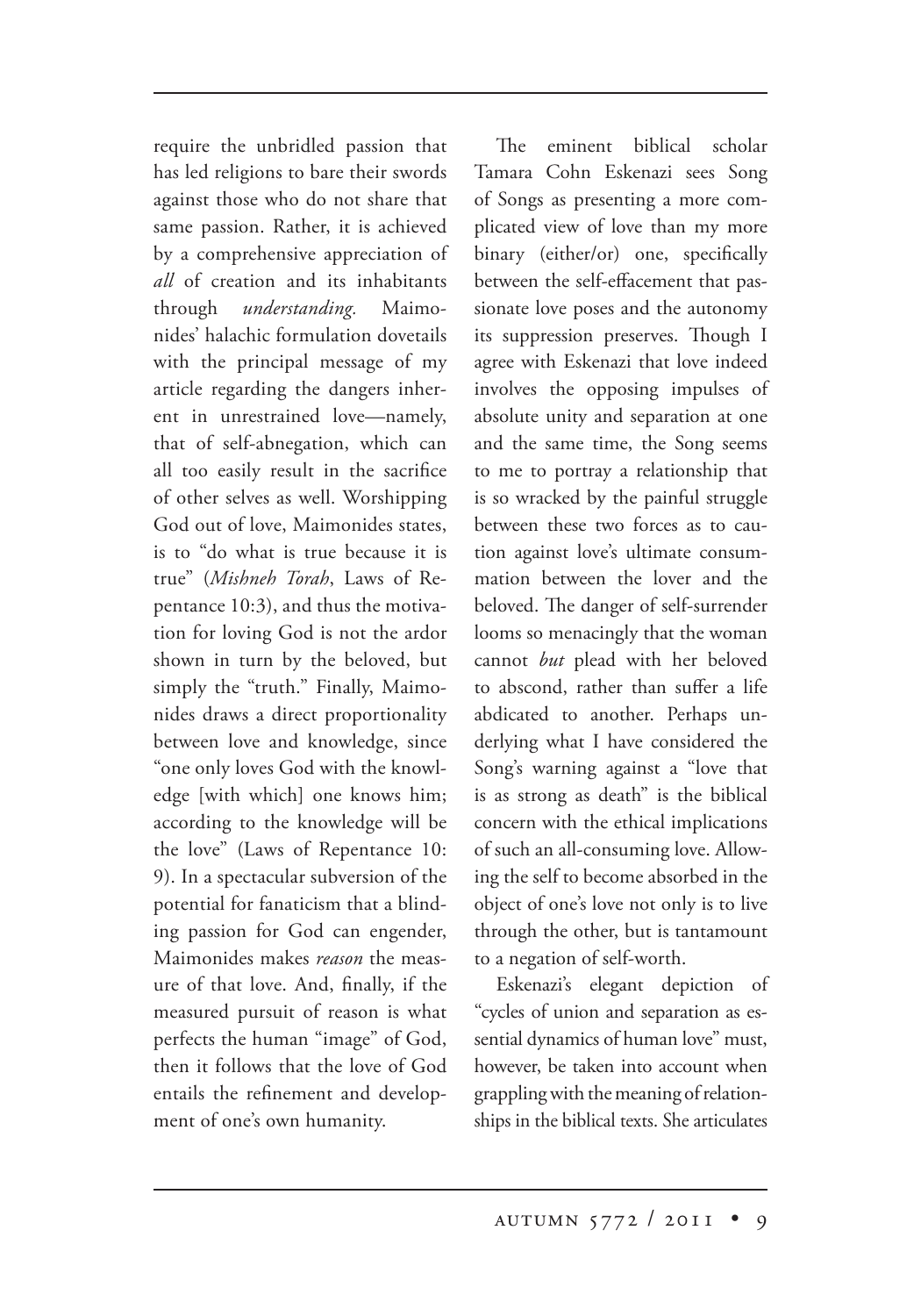require the unbridled passion that has led religions to bare their swords against those who do not share that same passion. Rather, it is achieved by a comprehensive appreciation of *all* of creation and its inhabitants through *understanding.* Maimonides' halachic formulation dovetails with the principal message of my article regarding the dangers inherent in unrestrained love—namely, that of self-abnegation, which can all too easily result in the sacrifice of other selves as well. Worshipping God out of love, Maimonides states, is to "do what is true because it is true" (*Mishneh Torah*, Laws of Repentance 10:3), and thus the motivation for loving God is not the ardor shown in turn by the beloved, but simply the "truth." Finally, Maimonides draws a direct proportionality between love and knowledge, since "one only loves God with the knowledge [with which] one knows him; according to the knowledge will be the love" (Laws of Repentance 10: 9). In a spectacular subversion of the potential for fanaticism that a blinding passion for God can engender, Maimonides makes *reason* the measure of that love. And, finally, if the measured pursuit of reason is what perfects the human "image" of God, then it follows that the love of God entails the refinement and development of one's own humanity.

The eminent biblical scholar Tamara Cohn Eskenazi sees Song of Songs as presenting a more complicated view of love than my more binary (either/or) one, specifically between the self-effacement that passionate love poses and the autonomy its suppression preserves. Though I agree with Eskenazi that love indeed involves the opposing impulses of absolute unity and separation at one and the same time, the Song seems to me to portray a relationship that is so wracked by the painful struggle between these two forces as to caution against love's ultimate consummation between the lover and the beloved. The danger of self-surrender looms so menacingly that the woman cannot *but* plead with her beloved to abscond, rather than suffer a life abdicated to another. Perhaps underlying what I have considered the Song's warning against a "love that is as strong as death" is the biblical concern with the ethical implications of such an all-consuming love. Allowing the self to become absorbed in the object of one's love not only is to live through the other, but is tantamount to a negation of self-worth.

Eskenazi's elegant depiction of "cycles of union and separation as essential dynamics of human love" must, however, be taken into account when grappling with the meaning of relationships in the biblical texts. She articulates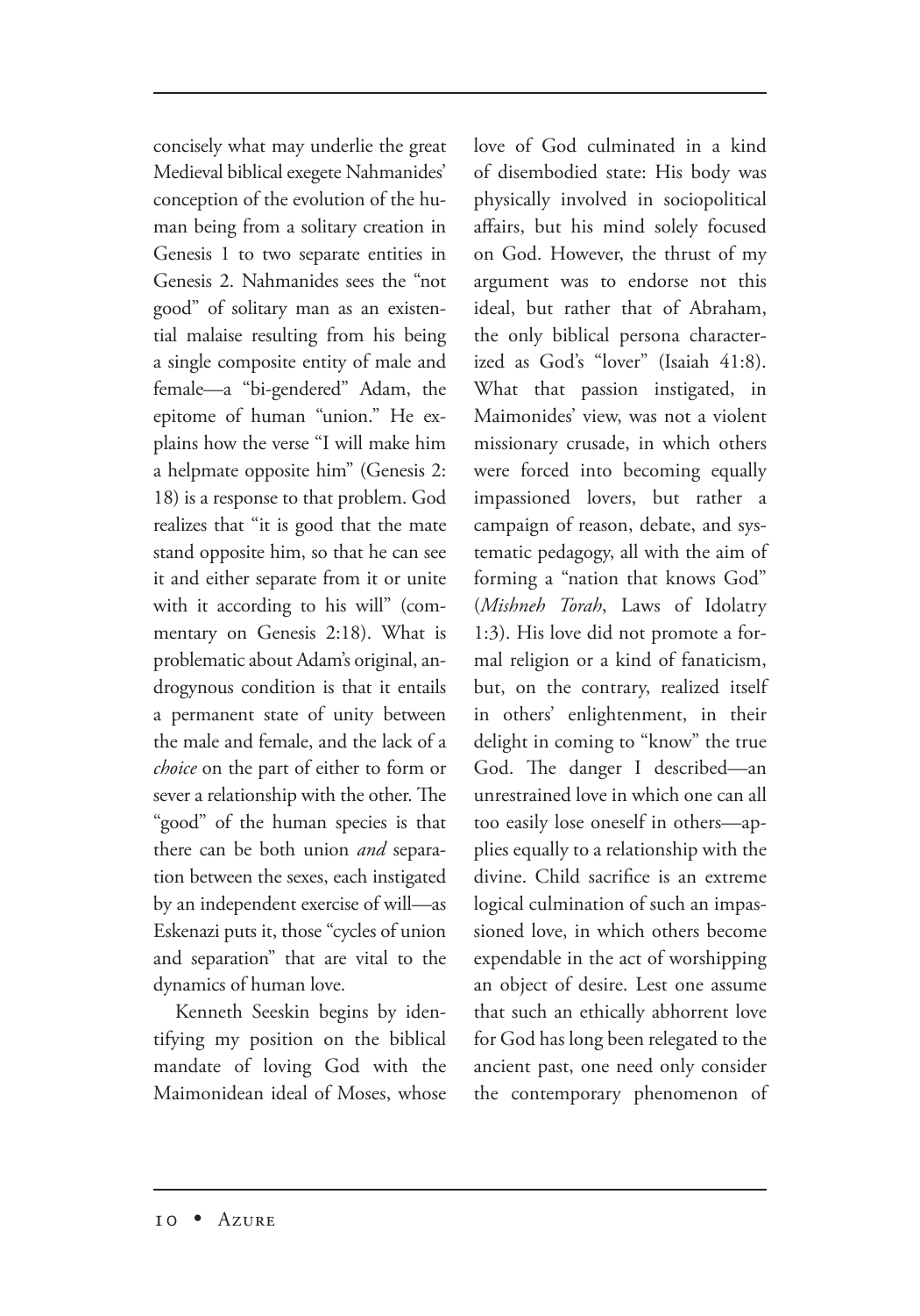concisely what may underlie the great Medieval biblical exegete Nahmanides' conception of the evolution of the human being from a solitary creation in Genesis 1 to two separate entities in Genesis 2. Nahmanides sees the "not good" of solitary man as an existential malaise resulting from his being a single composite entity of male and female—a "bi-gendered" Adam, the epitome of human "union." He explains how the verse "I will make him a helpmate opposite him" (Genesis 2: 18) is a response to that problem. God realizes that "it is good that the mate stand opposite him, so that he can see it and either separate from it or unite with it according to his will" (commentary on Genesis 2:18). What is problematic about Adam's original, androgynous condition is that it entails a permanent state of unity between the male and female, and the lack of a *choice* on the part of either to form or sever a relationship with the other. The "good" of the human species is that there can be both union *and* separation between the sexes, each instigated by an independent exercise of will—as Eskenazi puts it, those "cycles of union and separation" that are vital to the dynamics of human love.

Kenneth Seeskin begins by identifying my position on the biblical mandate of loving God with the Maimonidean ideal of Moses, whose love of God culminated in a kind of disembodied state: His body was physically involved in sociopolitical affairs, but his mind solely focused on God. However, the thrust of my argument was to endorse not this ideal, but rather that of Abraham, the only biblical persona characterized as God's "lover" (Isaiah 41:8). What that passion instigated, in Maimonides' view, was not a violent missionary crusade, in which others were forced into becoming equally impassioned lovers, but rather a campaign of reason, debate, and systematic pedagogy, all with the aim of forming a "nation that knows God" (*Mishneh Torah*, Laws of Idolatry 1:3). His love did not promote a formal religion or a kind of fanaticism, but, on the contrary, realized itself in others' enlightenment, in their delight in coming to "know" the true God. The danger I described—an unrestrained love in which one can all too easily lose oneself in others—applies equally to a relationship with the divine. Child sacrifice is an extreme logical culmination of such an impassioned love, in which others become expendable in the act of worshipping an object of desire. Lest one assume that such an ethically abhorrent love for God has long been relegated to the ancient past, one need only consider the contemporary phenomenon of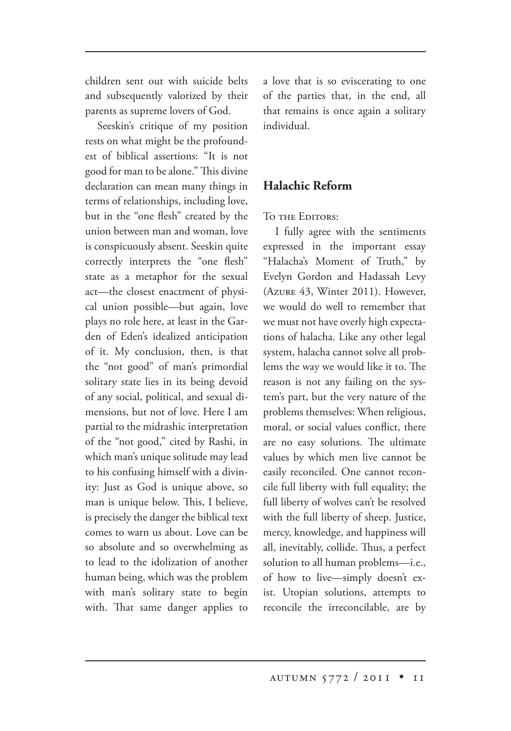children sent out with suicide belts and subsequently valorized by their parents as supreme lovers of God.

Seeskin's critique of my position rests on what might be the profoundest of biblical assertions: "It is not good for man to be alone." This divine declaration can mean many things in terms of relationships, including love, but in the "one flesh" created by the union between man and woman, love is conspicuously absent. Seeskin quite correctly interprets the "one flesh" state as a metaphor for the sexual act—the closest enactment of physical union possible—but again, love plays no role here, at least in the Garden of Eden's idealized anticipation of it. My conclusion, then, is that the "not good" of man's primordial solitary state lies in its being devoid of any social, political, and sexual dimensions, but not of love. Here I am partial to the midrashic interpretation of the "not good," cited by Rashi, in which man's unique solitude may lead to his confusing himself with a divinity: Just as God is unique above, so man is unique below. This, I believe, is precisely the danger the biblical text comes to warn us about. Love can be so absolute and so overwhelming as to lead to the idolization of another human being, which was the problem with man's solitary state to begin with. That same danger applies to a love that is so eviscerating to one of the parties that, in the end, all that remains is once again a solitary individual.

## Halachic Reform

To the Editors:

I fully agree with the sentiments expressed in the important essay "Halacha's Moment of Truth," by Evelyn Gordon and Hadassah Levy (Azure 43, Winter 2011). However, we would do well to remember that we must not have overly high expectations of halacha. Like any other legal system, halacha cannot solve all problems the way we would like it to. The reason is not any failing on the system's part, but the very nature of the problems themselves: When religious, moral, or social values conflict, there are no easy solutions. The ultimate values by which men live cannot be easily reconciled. One cannot reconcile full liberty with full equality; the full liberty of wolves can't be resolved with the full liberty of sheep. Justice, mercy, knowledge, and happiness will all, inevitably, collide. Thus, a perfect solution to all human problems—i.e., of how to live—simply doesn't exist. Utopian solutions, attempts to reconcile the irreconcilable, are by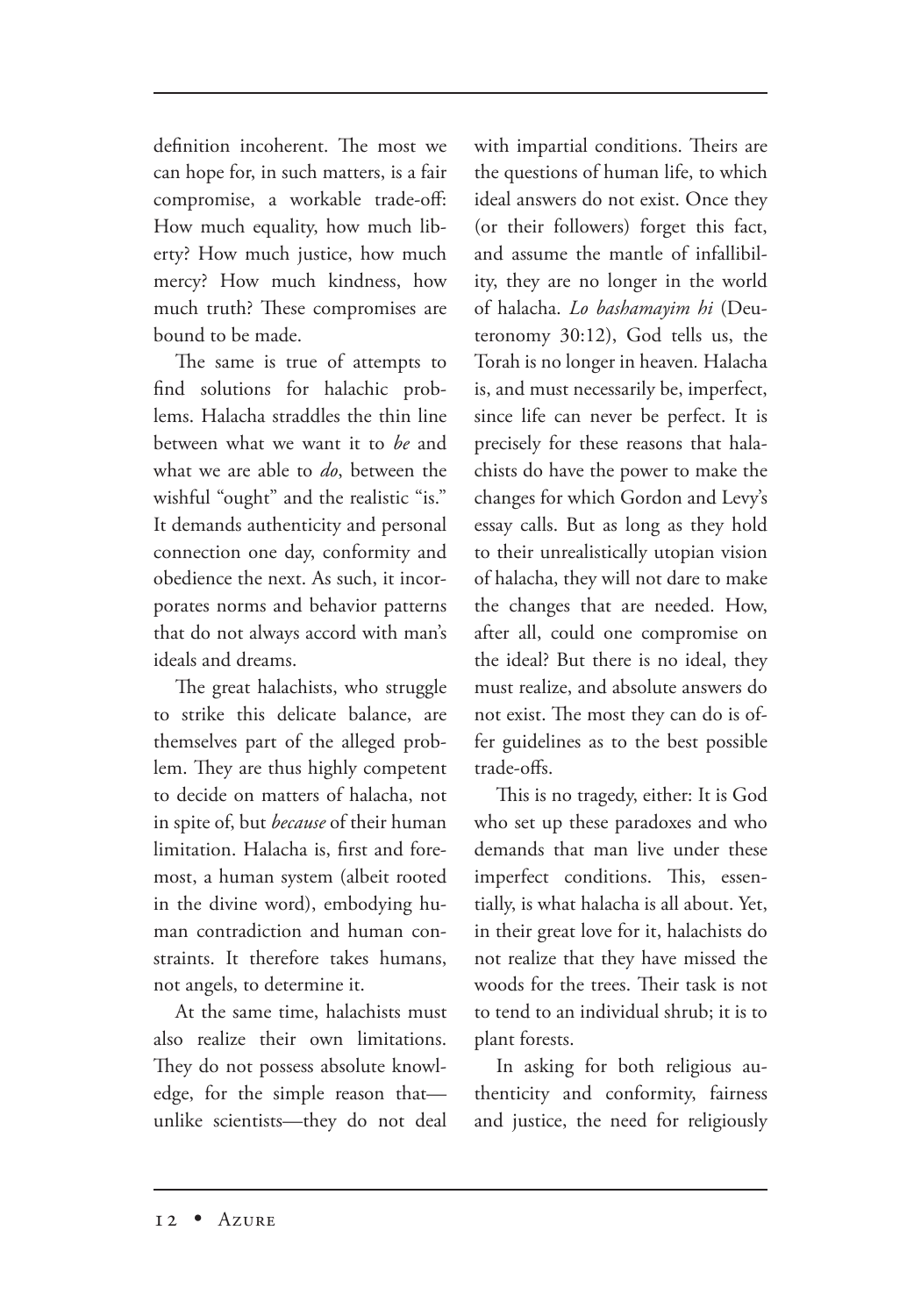definition incoherent. The most we can hope for, in such matters, is a fair compromise, a workable trade-off: How much equality, how much liberty? How much justice, how much mercy? How much kindness, how much truth? These compromises are bound to be made.

The same is true of attempts to find solutions for halachic problems. Halacha straddles the thin line between what we want it to *be* and what we are able to *do*, between the wishful "ought" and the realistic "is." It demands authenticity and personal connection one day, conformity and obedience the next. As such, it incorporates norms and behavior patterns that do not always accord with man's ideals and dreams.

The great halachists, who struggle to strike this delicate balance, are themselves part of the alleged problem. They are thus highly competent to decide on matters of halacha, not in spite of, but *because* of their human limitation. Halacha is, first and foremost, a human system (albeit rooted in the divine word), embodying human contradiction and human constraints. It therefore takes humans, not angels, to determine it.

At the same time, halachists must also realize their own limitations. They do not possess absolute knowledge, for the simple reason that—unlike scientists—they do not deal with impartial conditions. Theirs are the questions of human life, to which ideal answers do not exist. Once they (or their followers) forget this fact, and assume the mantle of infallibility, they are no longer in the world of halacha. *Lo bashamayim hi* (Deuteronomy 30:12), God tells us, the Torah is no longer in heaven. Halacha is, and must necessarily be, imperfect, since life can never be perfect. It is precisely for these reasons that halachists do have the power to make the changes for which Gordon and Levy's essay calls. But as long as they hold to their unrealistically utopian vision of halacha, they will not dare to make the changes that are needed. How, after all, could one compromise on the ideal? But there is no ideal, they must realize, and absolute answers do not exist. The most they can do is offer guidelines as to the best possible trade-offs.

This is no tragedy, either: It is God who set up these paradoxes and who demands that man live under these imperfect conditions. This, essentially, is what halacha is all about. Yet, in their great love for it, halachists do not realize that they have missed the woods for the trees. Their task is not to tend to an individual shrub; it is to plant forests.

In asking for both religious authenticity and conformity, fairness and justice, the need for religiously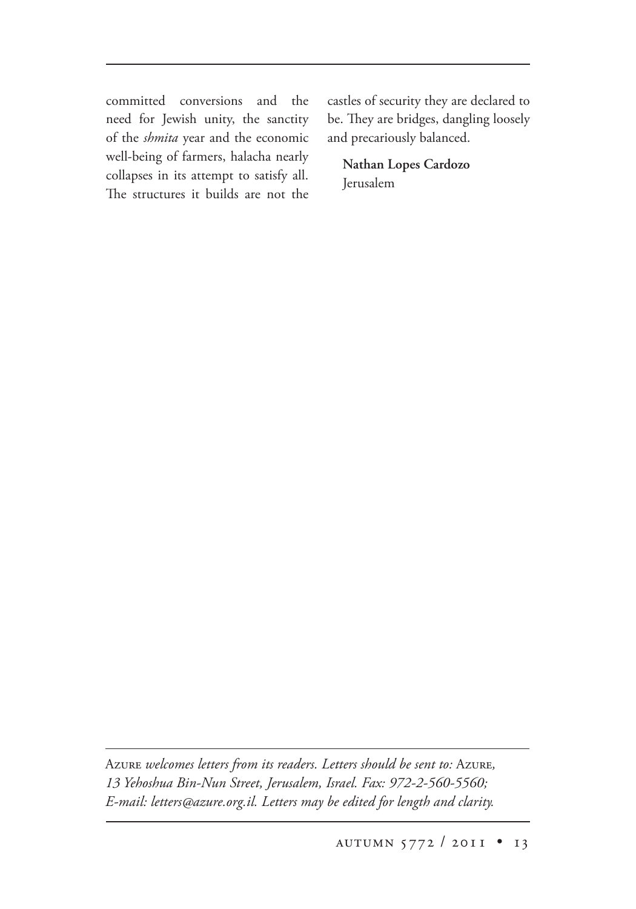committed conversions and the need for Jewish unity, the sanctity of the *shmita* year and the economic well-being of farmers, halacha nearly collapses in its attempt to satisfy all. The structures it builds are not the castles of security they are declared to be. They are bridges, dangling loosely and precariously balanced.

**Nathan Lopes Cardozo**
Jerusalem

---

Azure *welcomes letters from its readers. Letters should be sent to:* Azure*, 13 Yehoshua Bin-Nun Street, Jerusalem, Israel. Fax: 972-2-560-5560; E-mail: letters@azure.org.il. Letters may be edited for length and clarity.*